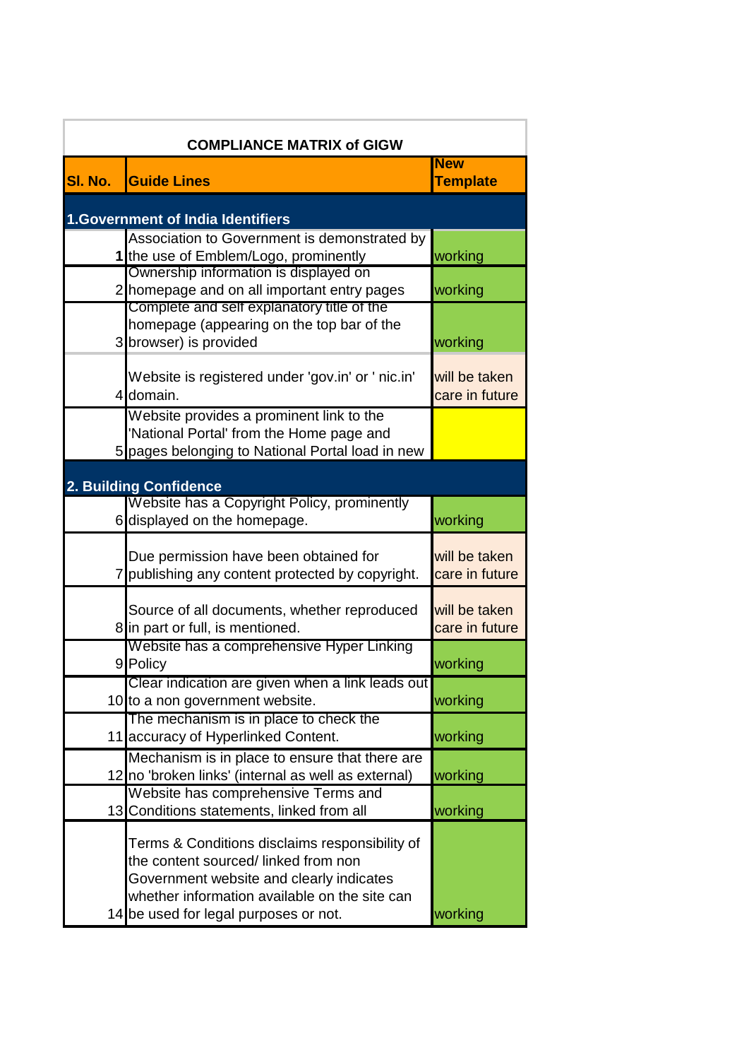**COMPLIANCE MATRIX of GIGW**

| Sl. No. | Guide Lines | New Template |
|---|---|---|
| **1.Government of India Identifiers** | | |
| **1** | Association to Government is demonstrated by the use of Emblem/Logo, prominently | working |
| 2 | Ownership information is displayed on homepage and on all important entry pages | working |
| 3 | Complete and self explanatory title of the homepage (appearing on the top bar of the browser) is provided | working |
| 4 | Website is registered under 'gov.in' or ' nic.in' domain. | will be taken care in future |
| 5 | Website provides a prominent link to the 'National Portal' from the Home page and pages belonging to National Portal load in new | |
| **2. Building Confidence** | | |
| 6 | Website has a Copyright Policy, prominently displayed on the homepage. | working |
| 7 | Due permission have been obtained for publishing any content protected by copyright. | will be taken care in future |
| 8 | Source of all documents, whether reproduced in part or full, is mentioned. | will be taken care in future |
| 9 | Website has a comprehensive Hyper Linking Policy | working |
| 10 | Clear indication are given when a link leads out to a non government website. | working |
| 11 | The mechanism is in place to check the accuracy of Hyperlinked Content. | working |
| 12 | Mechanism is in place to ensure that there are no 'broken links' (internal as well as external) | working |
| 13 | Website has comprehensive Terms and Conditions statements, linked from all | working |
| 14 | Terms & Conditions disclaims responsibility of the content sourced/ linked from non Government website and clearly indicates whether information available on the site can be used for legal purposes or not. | working |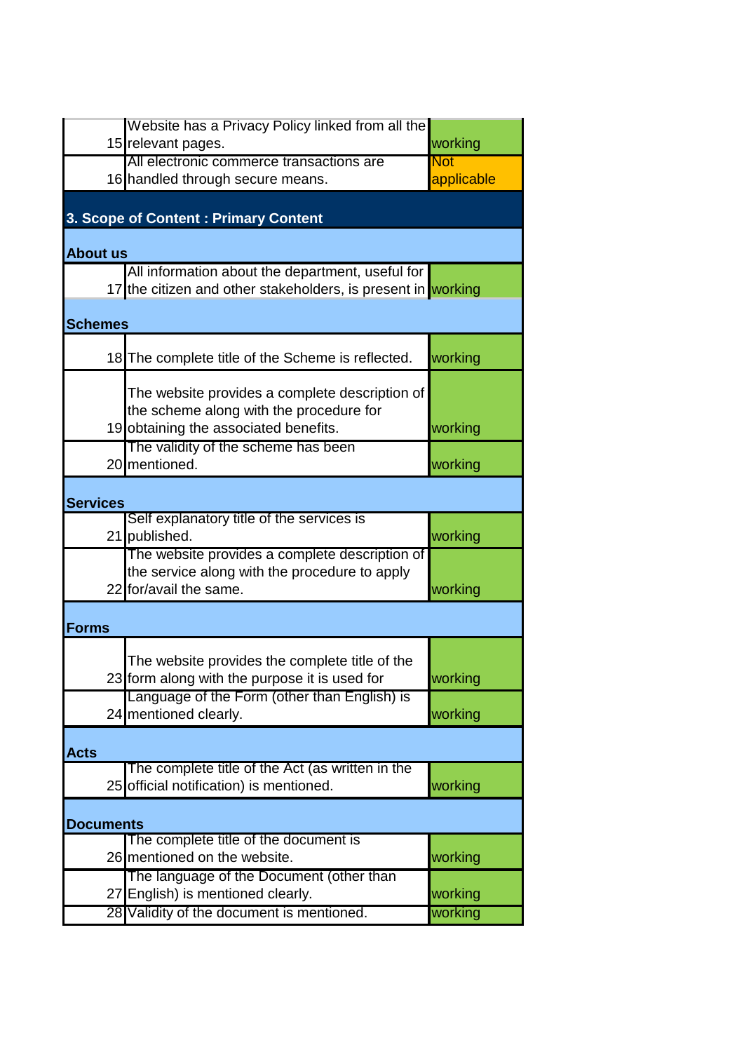| | | |
|---|---|---|
| 15 | Website has a Privacy Policy linked from all the relevant pages. | working |
| 16 | All electronic commerce transactions are handled through secure means. | Not applicable |
| **3. Scope of Content : Primary Content** | | |
| **About us** | | |
| 17 | All information about the department, useful for the citizen and other stakeholders, is present in | working |
| **Schemes** | | |
| 18 | The complete title of the Scheme is reflected. | working |
| 19 | The website provides a complete description of the scheme along with the procedure for obtaining the associated benefits. | working |
| 20 | The validity of the scheme has been mentioned. | working |
| **Services** | | |
| 21 | Self explanatory title of the services is published. | working |
| 22 | The website provides a complete description of the service along with the procedure to apply for/avail the same. | working |
| **Forms** | | |
| 23 | The website provides the complete title of the form along with the purpose it is used for | working |
| 24 | Language of the Form (other than English) is mentioned clearly. | working |
| **Acts** | | |
| 25 | The complete title of the Act (as written in the official notification) is mentioned. | working |
| **Documents** | | |
| 26 | The complete title of the document is mentioned on the website. | working |
| 27 | The language of the Document (other than English) is mentioned clearly. | working |
| 28 | Validity of the document is mentioned. | working |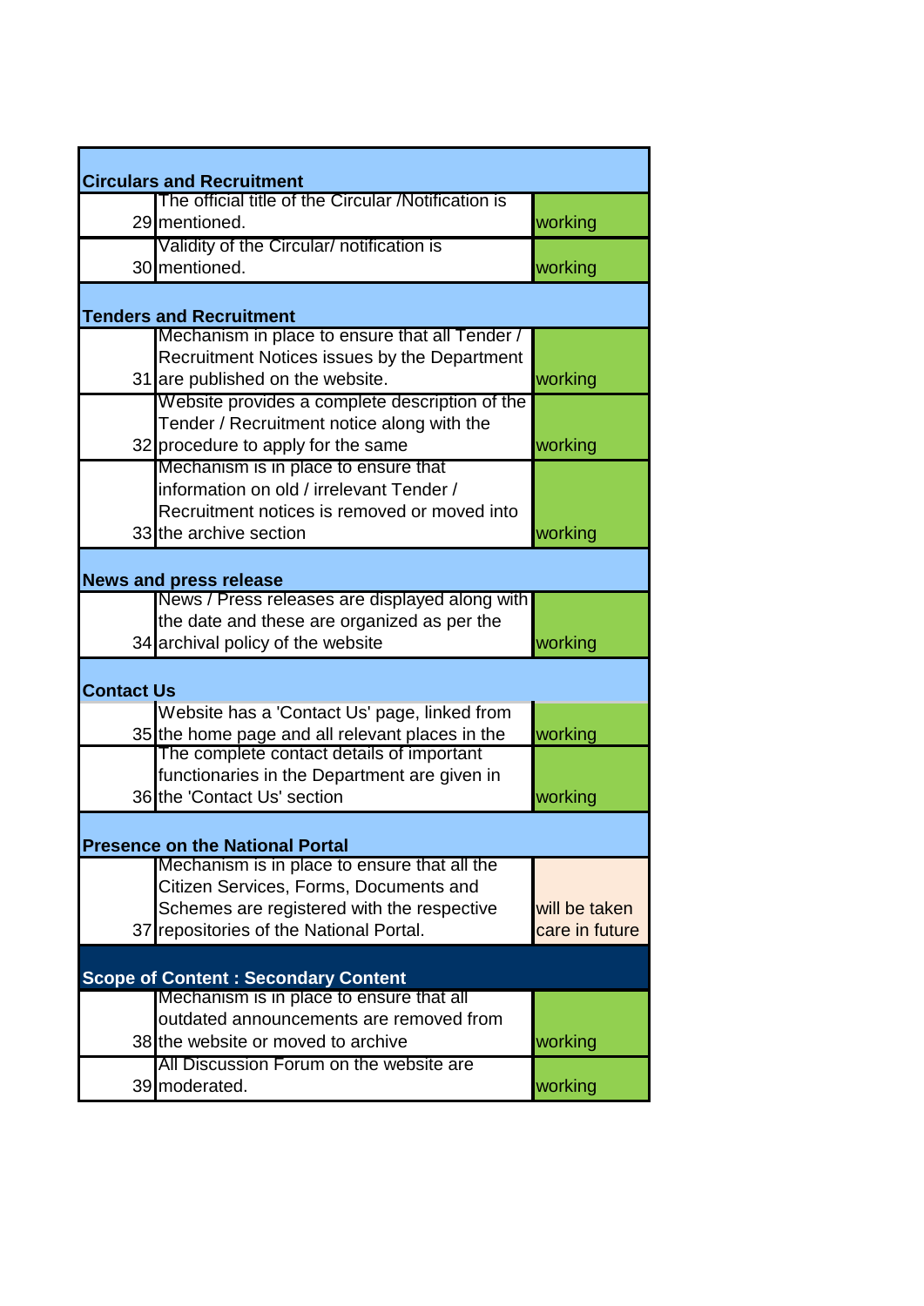| | | |
|---|---|---|
| **Circulars and Recruitment** | | |
| 29 | The official title of the Circular /Notification is mentioned. | working |
| 30 | Validity of the Circular/ notification is mentioned. | working |
| **Tenders and Recruitment** | | |
| 31 | Mechanism in place to ensure that all Tender / Recruitment Notices issues by the Department are published on the website. | working |
| 32 | Website provides a complete description of the Tender / Recruitment notice along with the procedure to apply for the same | working |
| 33 | Mechanism is in place to ensure that information on old / irrelevant Tender / Recruitment notices is removed or moved into the archive section | working |
| **News and press release** | | |
| 34 | News / Press releases are displayed along with the date and these are organized as per the archival policy of the website | working |
| **Contact Us** | | |
| 35 | Website has a 'Contact Us' page, linked from the home page and all relevant places in the | working |
| 36 | The complete contact details of important functionaries in the Department are given in the 'Contact Us' section | working |
| **Presence on the National Portal** | | |
| 37 | Mechanism is in place to ensure that all the Citizen Services, Forms, Documents and Schemes are registered with the respective repositories of the National Portal. | will be taken care in future |
| **Scope of Content : Secondary Content** | | |
| 38 | Mechanism is in place to ensure that all outdated announcements are removed from the website or moved to archive | working |
| 39 | All Discussion Forum on the website are moderated. | working |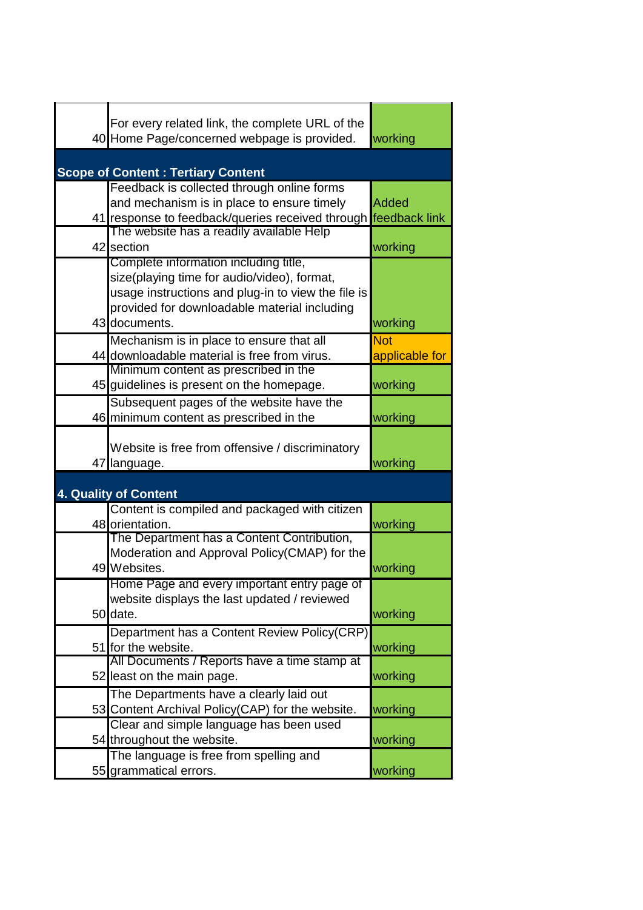| | | |
|---|---|---|
| 40 | For every related link, the complete URL of the Home Page/concerned webpage is provided. | working |
| **Scope of Content : Tertiary Content** | | |
| 41 | Feedback is collected through online forms and mechanism is in place to ensure timely response to feedback/queries received through | Added feedback link |
| 42 | The website has a readily available Help section | working |
| 43 | Complete information including title, size(playing time for audio/video), format, usage instructions and plug-in to view the file is provided for downloadable material including documents. | working |
| 44 | Mechanism is in place to ensure that all downloadable material is free from virus. | Not applicable for |
| 45 | Minimum content as prescribed in the guidelines is present on the homepage. | working |
| 46 | Subsequent pages of the website have the minimum content as prescribed in the | working |
| 47 | Website is free from offensive / discriminatory language. | working |
| **4. Quality of Content** | | |
| 48 | Content is compiled and packaged with citizen orientation. | working |
| 49 | The Department has a Content Contribution, Moderation and Approval Policy(CMAP) for the Websites. | working |
| 50 | Home Page and every important entry page of website displays the last updated / reviewed date. | working |
| 51 | Department has a Content Review Policy(CRP) for the website. | working |
| 52 | All Documents / Reports have a time stamp at least on the main page. | working |
| 53 | The Departments have a clearly laid out Content Archival Policy(CAP) for the website. | working |
| 54 | Clear and simple language has been used throughout the website. | working |
| 55 | The language is free from spelling and grammatical errors. | working |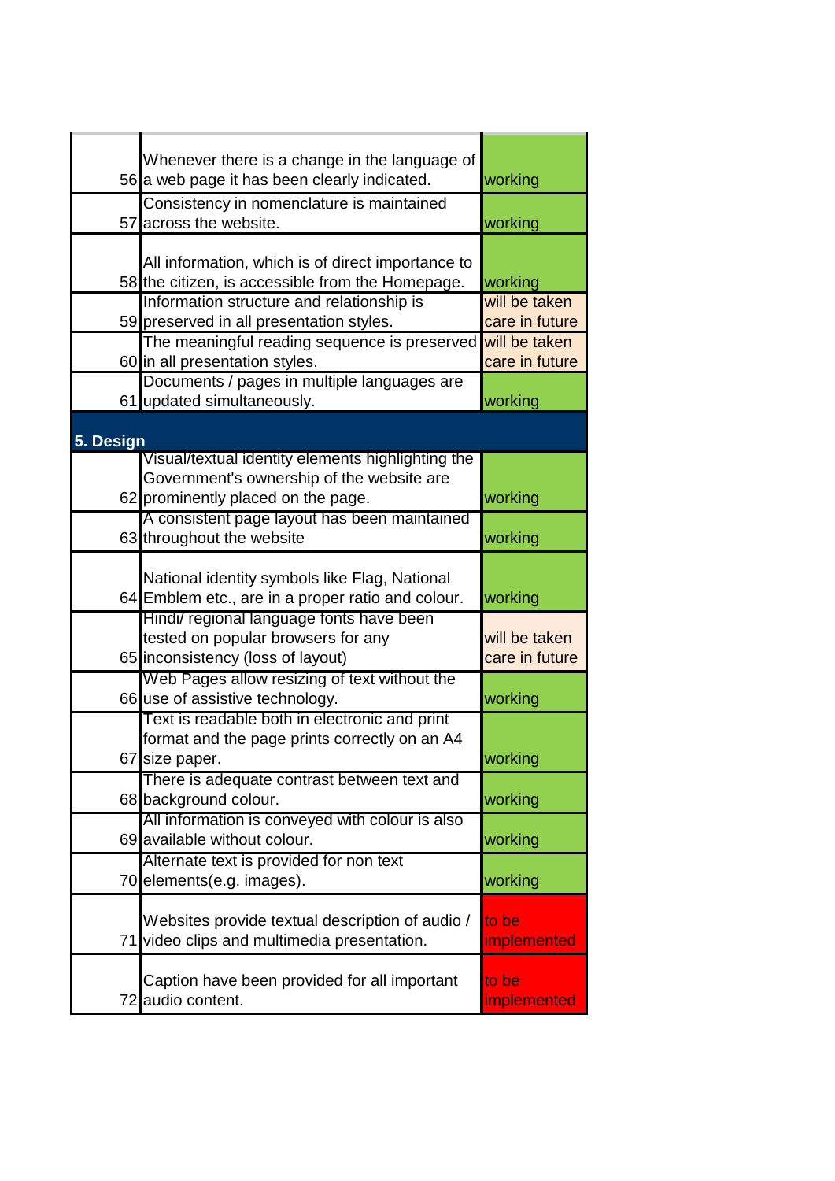| | | |
|---|---|---|
| 56 | Whenever there is a change in the language of a web page it has been clearly indicated. | working |
| 57 | Consistency in nomenclature is maintained across the website. | working |
| 58 | All information, which is of direct importance to the citizen, is accessible from the Homepage. | working |
| 59 | Information structure and relationship is preserved in all presentation styles. | will be taken care in future |
| 60 | The meaningful reading sequence is preserved in all presentation styles. | will be taken care in future |
| 61 | Documents / pages in multiple languages are updated simultaneously. | working |
| **5. Design** | | |
| 62 | Visual/textual identity elements highlighting the Government's ownership of the website are prominently placed on the page. | working |
| 63 | A consistent page layout has been maintained throughout the website | working |
| 64 | National identity symbols like Flag, National Emblem etc., are in a proper ratio and colour. | working |
| 65 | Hindi/ regional language fonts have been tested on popular browsers for any inconsistency (loss of layout) | will be taken care in future |
| 66 | Web Pages allow resizing of text without the use of assistive technology. | working |
| 67 | Text is readable both in electronic and print format and the page prints correctly on an A4 size paper. | working |
| 68 | There is adequate contrast between text and background colour. | working |
| 69 | All information is conveyed with colour is also available without colour. | working |
| 70 | Alternate text is provided for non text elements(e.g. images). | working |
| 71 | Websites provide textual description of audio / video clips and multimedia presentation. | to be implemented |
| 72 | Caption have been provided for all important audio content. | to be implemented |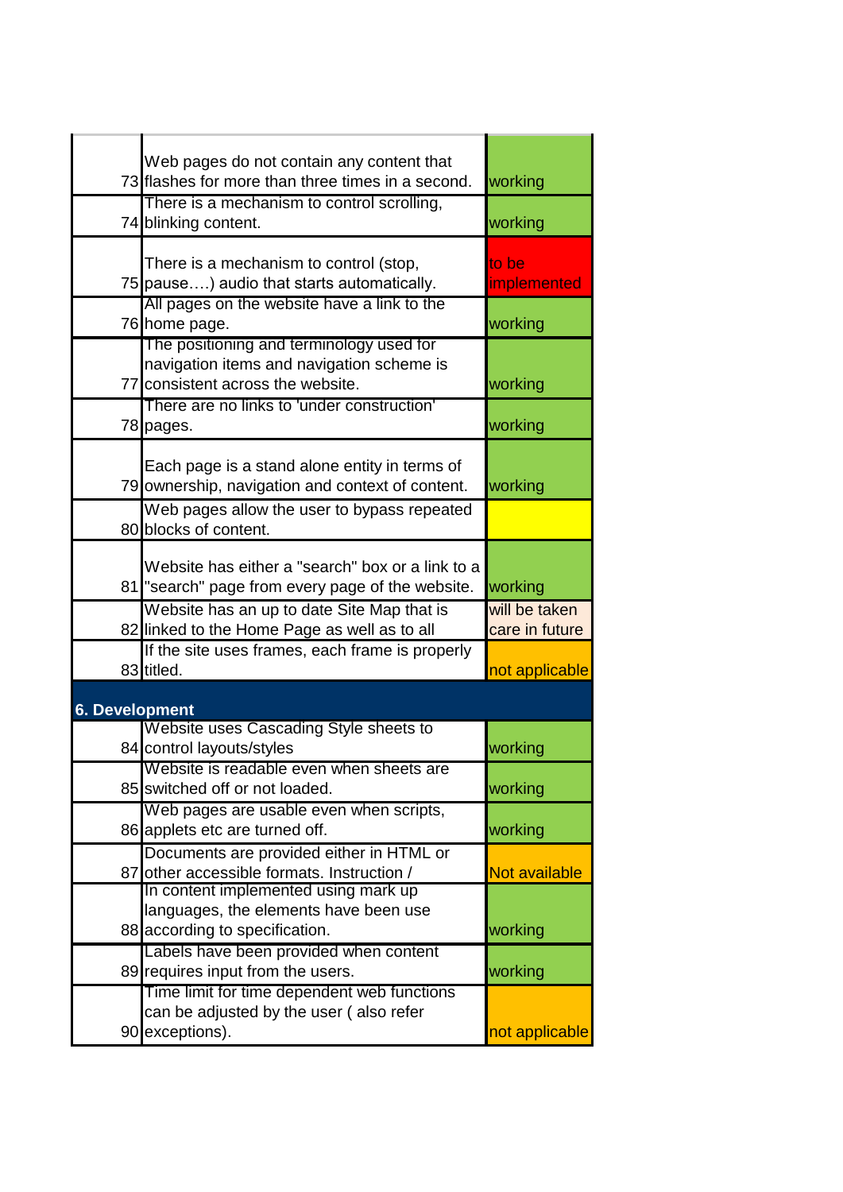| | | |
|---|---|---|
| 73 | Web pages do not contain any content that flashes for more than three times in a second. | working |
| 74 | There is a mechanism to control scrolling, blinking content. | working |
| 75 | There is a mechanism to control (stop, pause….) audio that starts automatically. | to be implemented |
| 76 | All pages on the website have a link to the home page. | working |
| 77 | The positioning and terminology used for navigation items and navigation scheme is consistent across the website. | working |
| 78 | There are no links to 'under construction' pages. | working |
| 79 | Each page is a stand alone entity in terms of ownership, navigation and context of content. | working |
| 80 | Web pages allow the user to bypass repeated blocks of content. | |
| 81 | Website has either a "search" box or a link to a "search" page from every page of the website. | working |
| 82 | Website has an up to date Site Map that is linked to the Home Page as well as to all | will be taken care in future |
| 83 | If the site uses frames, each frame is properly titled. | not applicable |
| **6. Development** | | |
| 84 | Website uses Cascading Style sheets to control layouts/styles | working |
| 85 | Website is readable even when sheets are switched off or not loaded. | working |
| 86 | Web pages are usable even when scripts, applets etc are turned off. | working |
| 87 | Documents are provided either in HTML or other accessible formats. Instruction / | Not available |
| 88 | In content implemented using mark up languages, the elements have been use according to specification. | working |
| 89 | Labels have been provided when content requires input from the users. | working |
| 90 | Time limit for time dependent web functions can be adjusted by the user ( also refer exceptions). | not applicable |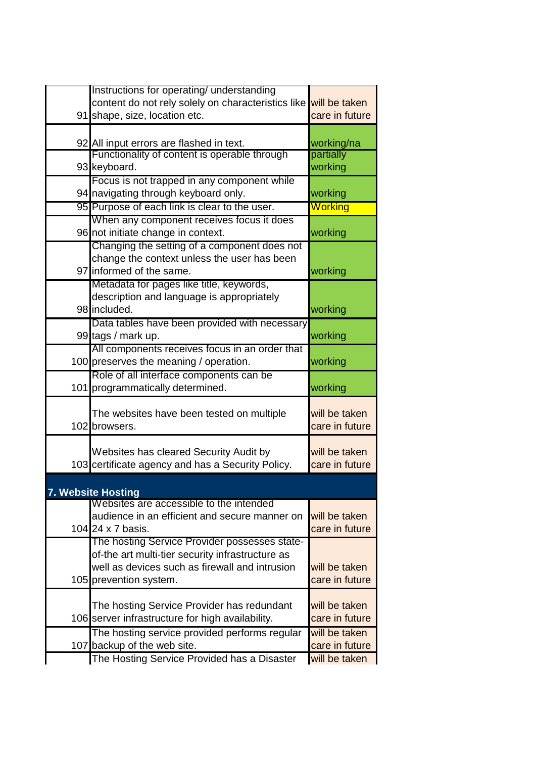| | | |
|---|---|---|
| 91 | Instructions for operating/ understanding content do not rely solely on characteristics like shape, size, location etc. | will be taken care in future |
| 92 | All input errors are flashed in text. | working/na |
| 93 | Functionality of content is operable through keyboard. | partially working |
| 94 | Focus is not trapped in any component while navigating through keyboard only. | working |
| 95 | Purpose of each link is clear to the user. | Working |
| 96 | When any component receives focus it does not initiate change in context. | working |
| 97 | Changing the setting of a component does not change the context unless the user has been informed of the same. | working |
| 98 | Metadata for pages like title, keywords, description and language is appropriately included. | working |
| 99 | Data tables have been provided with necessary tags / mark up. | working |
| 100 | All components receives focus in an order that preserves the meaning / operation. | working |
| 101 | Role of all interface components can be programmatically determined. | working |
| 102 | The websites have been tested on multiple browsers. | will be taken care in future |
| 103 | Websites has cleared Security Audit by certificate agency and has a Security Policy. | will be taken care in future |
| **7. Website Hosting** | | |
| 104 | Websites are accessible to the intended audience in an efficient and secure manner on 24 x 7 basis. | will be taken care in future |
| 105 | The hosting Service Provider possesses state-of-the art multi-tier security infrastructure as well as devices such as firewall and intrusion prevention system. | will be taken care in future |
| 106 | The hosting Service Provider has redundant server infrastructure for high availability. | will be taken care in future |
| 107 | The hosting service provided performs regular backup of the web site. | will be taken care in future |
| | The Hosting Service Provided has a Disaster | will be taken |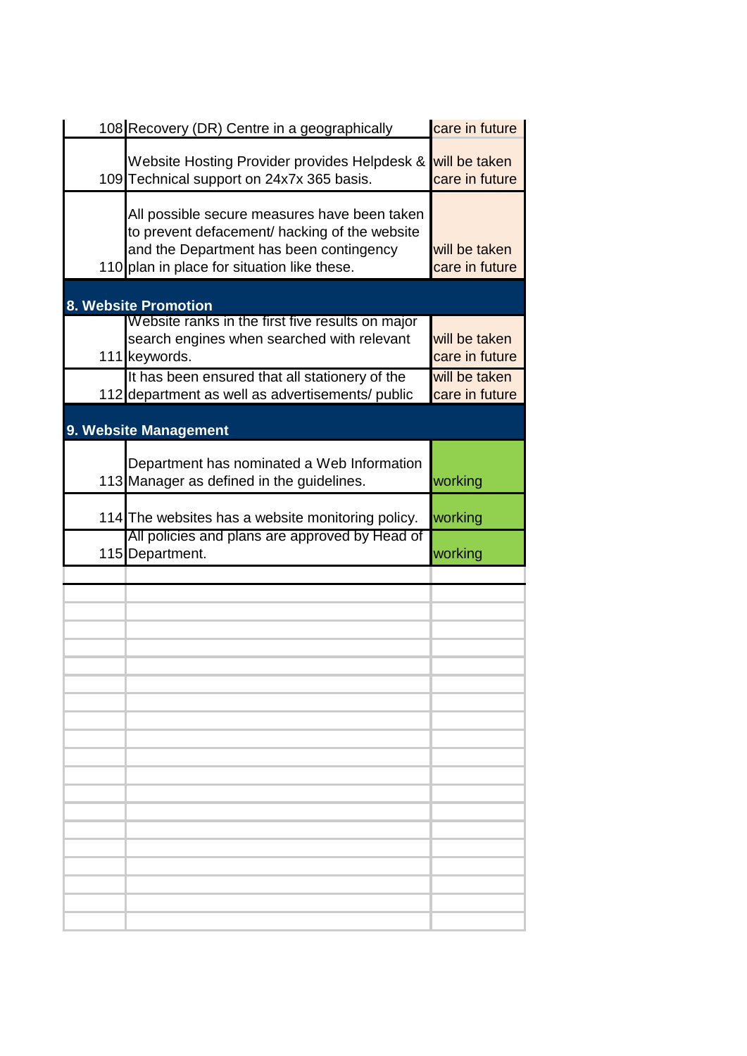| | | |
|---|---|---|
| 108 | Recovery (DR) Centre in a geographically | care in future |
| 109 | Website Hosting Provider provides Helpdesk & Technical support on 24x7x 365 basis. | will be taken care in future |
| 110 | All possible secure measures have been taken to prevent defacement/ hacking of the website and the Department has been contingency plan in place for situation like these. | will be taken care in future |
| **8. Website Promotion** | | |
| 111 | Website ranks in the first five results on major search engines when searched with relevant keywords. | will be taken care in future |
| 112 | It has been ensured that all stationery of the department as well as advertisements/ public | will be taken care in future |
| **9. Website Management** | | |
| 113 | Department has nominated a Web Information Manager as defined in the guidelines. | working |
| 114 | The websites has a website monitoring policy. | working |
| 115 | All policies and plans are approved by Head of Department. | working |